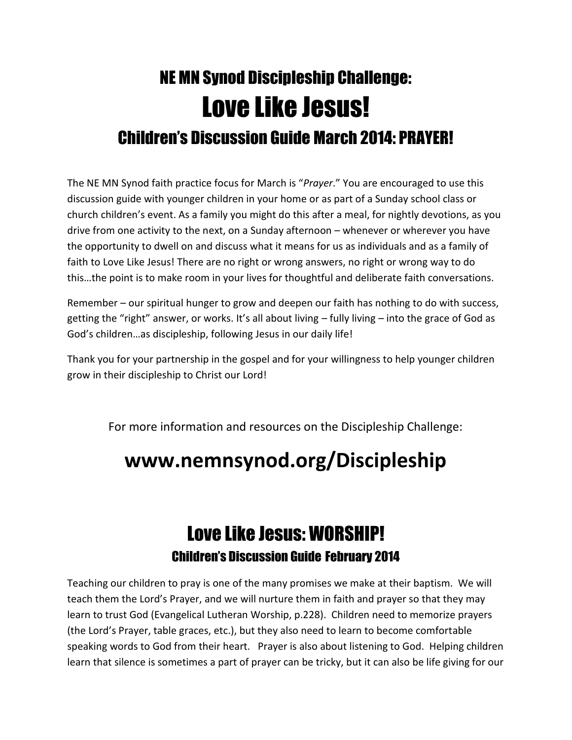# NE MN Synod Discipleship Challenge:

# Love Like Jesus!

## Children's Discussion Guide March 2014: PRAYER!

The NE MN Synod faith practice focus for March is "*Prayer*." You are encouraged to use this discussion guide with younger children in your home or as part of a Sunday school class or church children's event. As a family you might do this after a meal, for nightly devotions, as you drive from one activity to the next, on a Sunday afternoon – whenever or wherever you have the opportunity to dwell on and discuss what it means for us as individuals and as a family of faith to Love Like Jesus! There are no right or wrong answers, no right or wrong way to do this…the point is to make room in your lives for thoughtful and deliberate faith conversations.

Remember – our spiritual hunger to grow and deepen our faith has nothing to do with success, getting the "right" answer, or works. It's all about living – fully living – into the grace of God as God's children…as discipleship, following Jesus in our daily life!

Thank you for your partnership in the gospel and for your willingness to help younger children grow in their discipleship to Christ our Lord!

For more information and resources on the Discipleship Challenge:

**www.nemnsynod.org/Discipleship**

# Love Like Jesus: WORSHIP!

### Children's Discussion Guide February 2014

Teaching our children to pray is one of the many promises we make at their baptism. We will teach them the Lord's Prayer, and we will nurture them in faith and prayer so that they may learn to trust God (Evangelical Lutheran Worship, p.228). Children need to memorize prayers (the Lord's Prayer, table graces, etc.), but they also need to learn to become comfortable speaking words to God from their heart. Prayer is also about listening to God. Helping children learn that silence is sometimes a part of prayer can be tricky, but it can also be life giving for our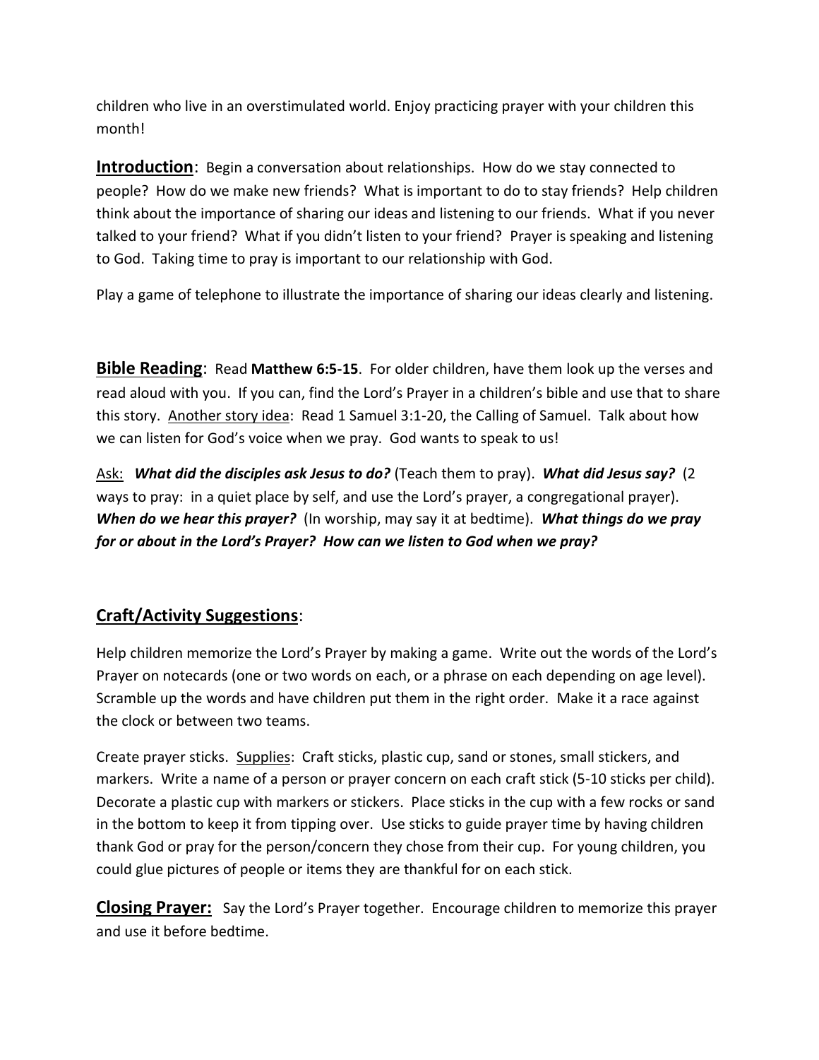children who live in an overstimulated world. Enjoy practicing prayer with your children this month!

**<u>Introduction</u>**: Begin a conversation about relationships. How do we stay connected to people? How do we make new friends? What is important to do to stay friends? Help children think about the importance of sharing our ideas and listening to our friends. What if you never talked to your friend? What if you didn't listen to your friend? Prayer is speaking and listening to God. Taking time to pray is important to our relationship with God.

Play a game of telephone to illustrate the importance of sharing our ideas clearly and listening.

**<u>Bible Reading</u>**: Read **Matthew 6:5-15**. For older children, have them look up the verses and read aloud with you. If you can, find the Lord's Prayer in a children's bible and use that to share this story. <u>Another story idea</u>: Read 1 Samuel 3:1-20, the Calling of Samuel. Talk about how we can listen for God's voice when we pray. God wants to speak to us!

<u>Ask</u>: ***What did the disciples ask Jesus to do?*** (Teach them to pray). ***What did Jesus say?*** (2 ways to pray: in a quiet place by self, and use the Lord's prayer, a congregational prayer). ***When do we hear this prayer?*** (In worship, may say it at bedtime). ***What things do we pray for or about in the Lord's Prayer? How can we listen to God when we pray?***

**<u>Craft/Activity Suggestions</u>**:

Help children memorize the Lord's Prayer by making a game. Write out the words of the Lord's Prayer on notecards (one or two words on each, or a phrase on each depending on age level). Scramble up the words and have children put them in the right order. Make it a race against the clock or between two teams.

Create prayer sticks. <u>Supplies</u>: Craft sticks, plastic cup, sand or stones, small stickers, and markers. Write a name of a person or prayer concern on each craft stick (5-10 sticks per child). Decorate a plastic cup with markers or stickers. Place sticks in the cup with a few rocks or sand in the bottom to keep it from tipping over. Use sticks to guide prayer time by having children thank God or pray for the person/concern they chose from their cup. For young children, you could glue pictures of people or items they are thankful for on each stick.

**<u>Closing Prayer:</u>** Say the Lord's Prayer together. Encourage children to memorize this prayer and use it before bedtime.